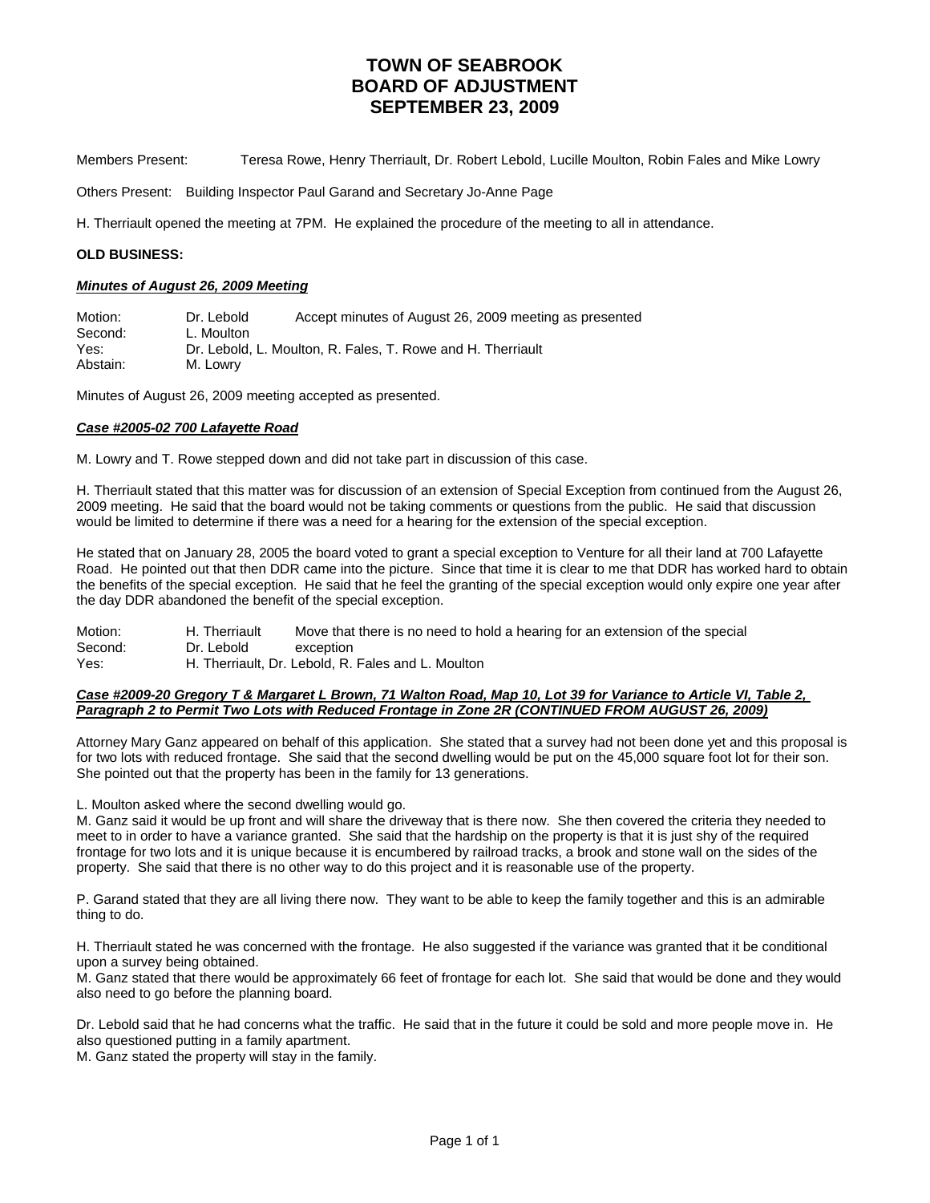# TOWN OF SEABROOK
# BOARD OF ADJUSTMENT
# SEPTEMBER 23, 2009

Members Present: Teresa Rowe, Henry Therriault, Dr. Robert Lebold, Lucille Moulton, Robin Fales and Mike Lowry

Others Present: Building Inspector Paul Garand and Secretary Jo-Anne Page

H. Therriault opened the meeting at 7PM. He explained the procedure of the meeting to all in attendance.

**OLD BUSINESS:**

***Minutes of August 26, 2009 Meeting***

| | | |
|---|---|---|
| Motion: | Dr. Lebold | Accept minutes of August 26, 2009 meeting as presented |
| Second: | L. Moulton | |
| Yes: | Dr. Lebold, L. Moulton, R. Fales, T. Rowe and H. Therriault | |
| Abstain: | M. Lowry | |

Minutes of August 26, 2009 meeting accepted as presented.

***Case #2005-02 700 Lafayette Road***

M. Lowry and T. Rowe stepped down and did not take part in discussion of this case.

H. Therriault stated that this matter was for discussion of an extension of Special Exception from continued from the August 26, 2009 meeting. He said that the board would not be taking comments or questions from the public. He said that discussion would be limited to determine if there was a need for a hearing for the extension of the special exception.

He stated that on January 28, 2005 the board voted to grant a special exception to Venture for all their land at 700 Lafayette Road. He pointed out that then DDR came into the picture. Since that time it is clear to me that DDR has worked hard to obtain the benefits of the special exception. He said that he feel the granting of the special exception would only expire one year after the day DDR abandoned the benefit of the special exception.

| | | |
|---|---|---|
| Motion: | H. Therriault | Move that there is no need to hold a hearing for an extension of the special |
| Second: | Dr. Lebold | exception |
| Yes: | H. Therriault, Dr. Lebold, R. Fales and L. Moulton | |

***Case #2009-20 Gregory T & Margaret L Brown, 71 Walton Road, Map 10, Lot 39 for Variance to Article VI, Table 2, Paragraph 2 to Permit Two Lots with Reduced Frontage in Zone 2R (CONTINUED FROM AUGUST 26, 2009)***

Attorney Mary Ganz appeared on behalf of this application. She stated that a survey had not been done yet and this proposal is for two lots with reduced frontage. She said that the second dwelling would be put on the 45,000 square foot lot for their son. She pointed out that the property has been in the family for 13 generations.

L. Moulton asked where the second dwelling would go.
M. Ganz said it would be up front and will share the driveway that is there now. She then covered the criteria they needed to meet to in order to have a variance granted. She said that the hardship on the property is that it is just shy of the required frontage for two lots and it is unique because it is encumbered by railroad tracks, a brook and stone wall on the sides of the property. She said that there is no other way to do this project and it is reasonable use of the property.

P. Garand stated that they are all living there now. They want to be able to keep the family together and this is an admirable thing to do.

H. Therriault stated he was concerned with the frontage. He also suggested if the variance was granted that it be conditional upon a survey being obtained.
M. Ganz stated that there would be approximately 66 feet of frontage for each lot. She said that would be done and they would also need to go before the planning board.

Dr. Lebold said that he had concerns what the traffic. He said that in the future it could be sold and more people move in. He also questioned putting in a family apartment.
M. Ganz stated the property will stay in the family.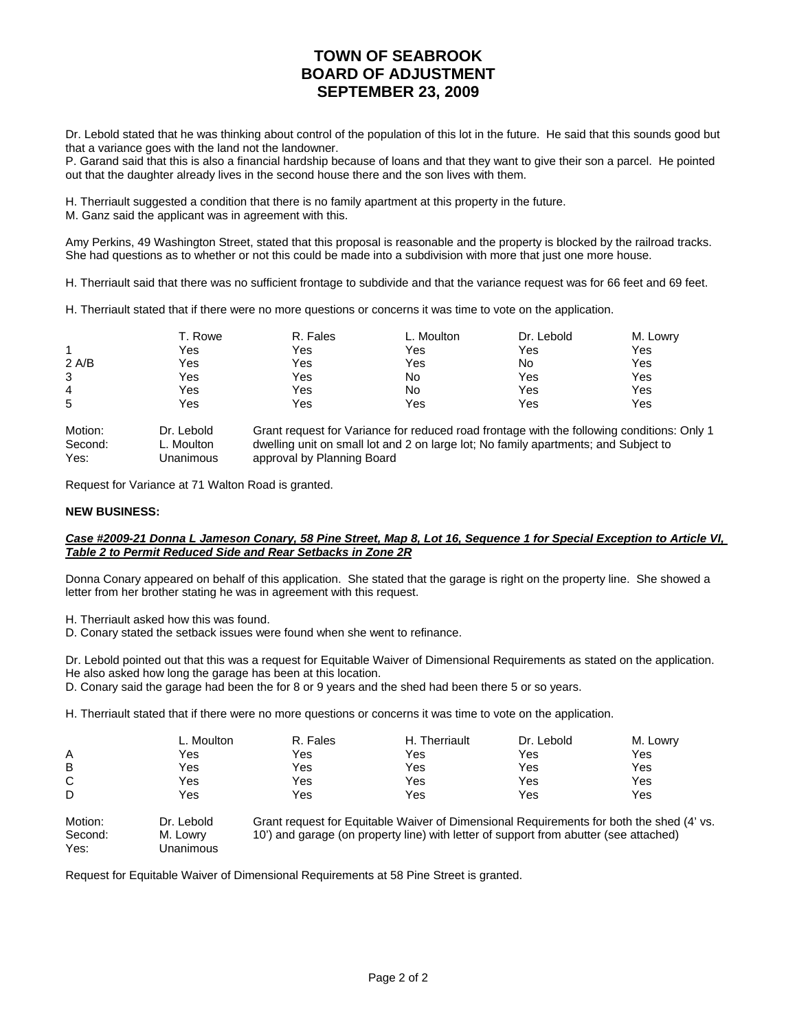# TOWN OF SEABROOK
# BOARD OF ADJUSTMENT
# SEPTEMBER 23, 2009

Dr. Lebold stated that he was thinking about control of the population of this lot in the future. He said that this sounds good but that a variance goes with the land not the landowner.
P. Garand said that this is also a financial hardship because of loans and that they want to give their son a parcel. He pointed out that the daughter already lives in the second house there and the son lives with them.

H. Therriault suggested a condition that there is no family apartment at this property in the future.
M. Ganz said the applicant was in agreement with this.

Amy Perkins, 49 Washington Street, stated that this proposal is reasonable and the property is blocked by the railroad tracks. She had questions as to whether or not this could be made into a subdivision with more that just one more house.

H. Therriault said that there was no sufficient frontage to subdivide and that the variance request was for 66 feet and 69 feet.

H. Therriault stated that if there were no more questions or concerns it was time to vote on the application.

| | T. Rowe | R. Fales | L. Moulton | Dr. Lebold | M. Lowry |
|---|---|---|---|---|---|
| 1 | Yes | Yes | Yes | Yes | Yes |
| 2 A/B | Yes | Yes | Yes | No | Yes |
| 3 | Yes | Yes | No | Yes | Yes |
| 4 | Yes | Yes | No | Yes | Yes |
| 5 | Yes | Yes | Yes | Yes | Yes |

| | | |
|---|---|---|
| Motion: | Dr. Lebold | Grant request for Variance for reduced road frontage with the following conditions: Only 1 dwelling unit on small lot and 2 on large lot; No family apartments; and Subject to approval by Planning Board |
| Second: | L. Moulton | |
| Yes: | Unanimous | |

Request for Variance at 71 Walton Road is granted.

**NEW BUSINESS:**

***Case #2009-21 Donna L Jameson Conary, 58 Pine Street, Map 8, Lot 16, Sequence 1 for Special Exception to Article VI, Table 2 to Permit Reduced Side and Rear Setbacks in Zone 2R***

Donna Conary appeared on behalf of this application. She stated that the garage is right on the property line. She showed a letter from her brother stating he was in agreement with this request.

H. Therriault asked how this was found.
D. Conary stated the setback issues were found when she went to refinance.

Dr. Lebold pointed out that this was a request for Equitable Waiver of Dimensional Requirements as stated on the application. He also asked how long the garage has been at this location.
D. Conary said the garage had been the for 8 or 9 years and the shed had been there 5 or so years.

H. Therriault stated that if there were no more questions or concerns it was time to vote on the application.

| | L. Moulton | R. Fales | H. Therriault | Dr. Lebold | M. Lowry |
|---|---|---|---|---|---|
| A | Yes | Yes | Yes | Yes | Yes |
| B | Yes | Yes | Yes | Yes | Yes |
| C | Yes | Yes | Yes | Yes | Yes |
| D | Yes | Yes | Yes | Yes | Yes |

| | | |
|---|---|---|
| Motion: | Dr. Lebold | Grant request for Equitable Waiver of Dimensional Requirements for both the shed (4' vs. 10') and garage (on property line) with letter of support from abutter (see attached) |
| Second: | M. Lowry | |
| Yes: | Unanimous | |

Request for Equitable Waiver of Dimensional Requirements at 58 Pine Street is granted.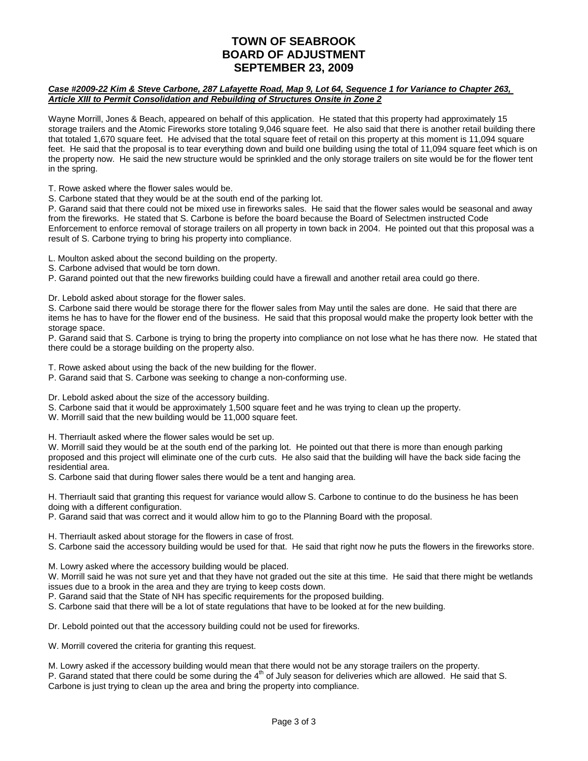# TOWN OF SEABROOK
# BOARD OF ADJUSTMENT
# SEPTEMBER 23, 2009

***Case #2009-22 Kim & Steve Carbone, 287 Lafayette Road, Map 9, Lot 64, Sequence 1 for Variance to Chapter 263, Article XIII to Permit Consolidation and Rebuilding of Structures Onsite in Zone 2***

Wayne Morrill, Jones & Beach, appeared on behalf of this application. He stated that this property had approximately 15 storage trailers and the Atomic Fireworks store totaling 9,046 square feet. He also said that there is another retail building there that totaled 1,670 square feet. He advised that the total square feet of retail on this property at this moment is 11,094 square feet. He said that the proposal is to tear everything down and build one building using the total of 11,094 square feet which is on the property now. He said the new structure would be sprinkled and the only storage trailers on site would be for the flower tent in the spring.

T. Rowe asked where the flower sales would be.
S. Carbone stated that they would be at the south end of the parking lot.
P. Garand said that there could not be mixed use in fireworks sales. He said that the flower sales would be seasonal and away from the fireworks. He stated that S. Carbone is before the board because the Board of Selectmen instructed Code Enforcement to enforce removal of storage trailers on all property in town back in 2004. He pointed out that this proposal was a result of S. Carbone trying to bring his property into compliance.

L. Moulton asked about the second building on the property.
S. Carbone advised that would be torn down.
P. Garand pointed out that the new fireworks building could have a firewall and another retail area could go there.

Dr. Lebold asked about storage for the flower sales.
S. Carbone said there would be storage there for the flower sales from May until the sales are done. He said that there are items he has to have for the flower end of the business. He said that this proposal would make the property look better with the storage space.
P. Garand said that S. Carbone is trying to bring the property into compliance on not lose what he has there now. He stated that there could be a storage building on the property also.

T. Rowe asked about using the back of the new building for the flower.
P. Garand said that S. Carbone was seeking to change a non-conforming use.

Dr. Lebold asked about the size of the accessory building.
S. Carbone said that it would be approximately 1,500 square feet and he was trying to clean up the property.
W. Morrill said that the new building would be 11,000 square feet.

H. Therriault asked where the flower sales would be set up.
W. Morrill said they would be at the south end of the parking lot. He pointed out that there is more than enough parking proposed and this project will eliminate one of the curb cuts. He also said that the building will have the back side facing the residential area.
S. Carbone said that during flower sales there would be a tent and hanging area.

H. Therriault said that granting this request for variance would allow S. Carbone to continue to do the business he has been doing with a different configuration.
P. Garand said that was correct and it would allow him to go to the Planning Board with the proposal.

H. Therriault asked about storage for the flowers in case of frost.
S. Carbone said the accessory building would be used for that. He said that right now he puts the flowers in the fireworks store.

M. Lowry asked where the accessory building would be placed.
W. Morrill said he was not sure yet and that they have not graded out the site at this time. He said that there might be wetlands issues due to a brook in the area and they are trying to keep costs down.
P. Garand said that the State of NH has specific requirements for the proposed building.
S. Carbone said that there will be a lot of state regulations that have to be looked at for the new building.

Dr. Lebold pointed out that the accessory building could not be used for fireworks.

W. Morrill covered the criteria for granting this request.

M. Lowry asked if the accessory building would mean that there would not be any storage trailers on the property.
P. Garand stated that there could be some during the 4th of July season for deliveries which are allowed. He said that S. Carbone is just trying to clean up the area and bring the property into compliance.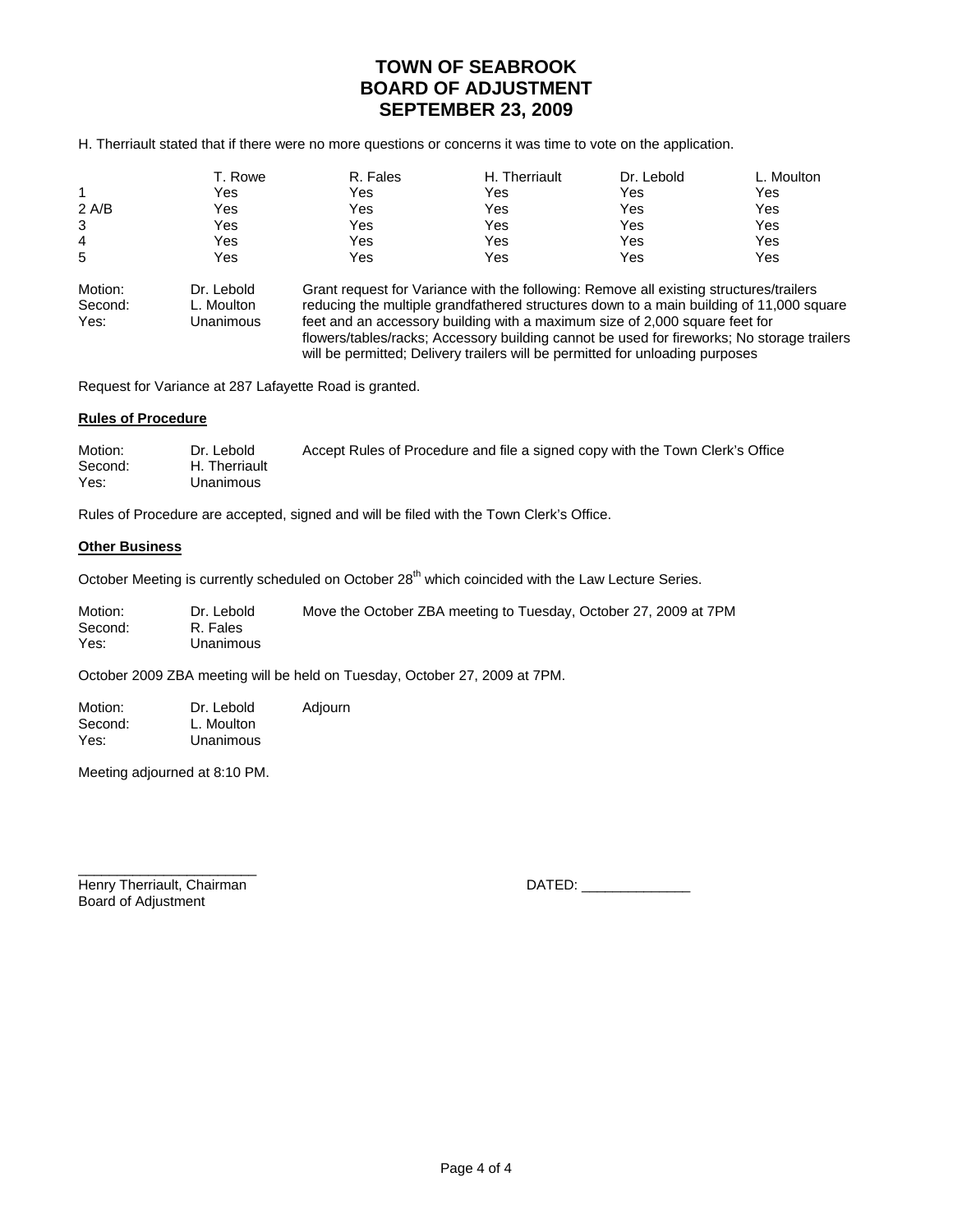# TOWN OF SEABROOK
# BOARD OF ADJUSTMENT
# SEPTEMBER 23, 2009

H. Therriault stated that if there were no more questions or concerns it was time to vote on the application.

| | T. Rowe | R. Fales | H. Therriault | Dr. Lebold | L. Moulton |
|---|---|---|---|---|---|
| 1 | Yes | Yes | Yes | Yes | Yes |
| 2 A/B | Yes | Yes | Yes | Yes | Yes |
| 3 | Yes | Yes | Yes | Yes | Yes |
| 4 | Yes | Yes | Yes | Yes | Yes |
| 5 | Yes | Yes | Yes | Yes | Yes |

Motion: Dr. Lebold
Second: L. Moulton
Yes: Unanimous

Grant request for Variance with the following: Remove all existing structures/trailers reducing the multiple grandfathered structures down to a main building of 11,000 square feet and an accessory building with a maximum size of 2,000 square feet for flowers/tables/racks; Accessory building cannot be used for fireworks; No storage trailers will be permitted; Delivery trailers will be permitted for unloading purposes

Request for Variance at 287 Lafayette Road is granted.

**Rules of Procedure**

Motion: Dr. Lebold — Accept Rules of Procedure and file a signed copy with the Town Clerk's Office
Second: H. Therriault
Yes: Unanimous

Rules of Procedure are accepted, signed and will be filed with the Town Clerk's Office.

**Other Business**

October Meeting is currently scheduled on October 28th which coincided with the Law Lecture Series.

Motion: Dr. Lebold — Move the October ZBA meeting to Tuesday, October 27, 2009 at 7PM
Second: R. Fales
Yes: Unanimous

October 2009 ZBA meeting will be held on Tuesday, October 27, 2009 at 7PM.

Motion: Dr. Lebold — Adjourn
Second: L. Moulton
Yes: Unanimous

Meeting adjourned at 8:10 PM.

_______________________
Henry Therriault, Chairman
Board of Adjustment

DATED: ______________